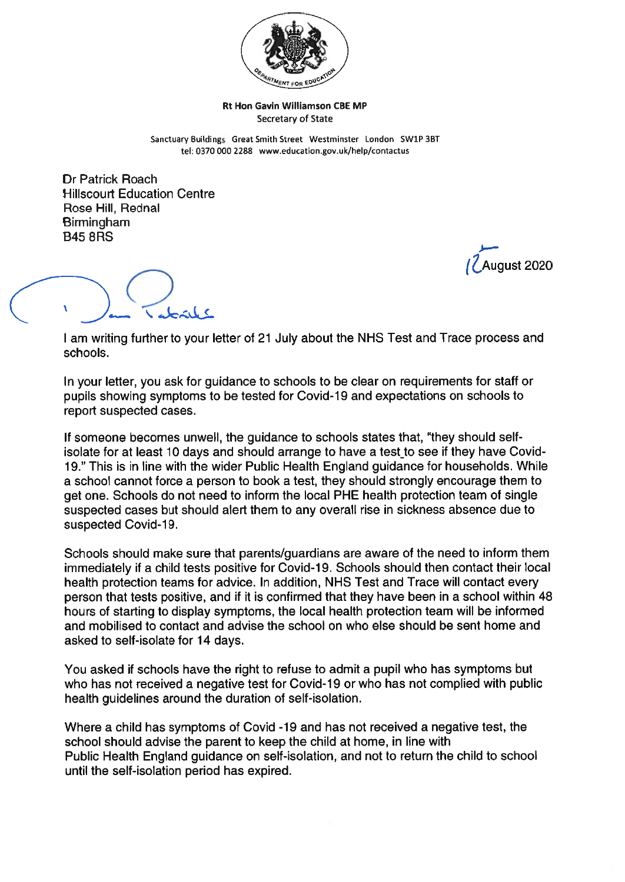**Rt Hon Gavin Williamson CBE MP**
Secretary of State

Sanctuary Buildings Great Smith Street Westminster London SW1P 3BT
tel: 0370 000 2288 www.education.gov.uk/help/contactus

Dr Patrick Roach
Hillscourt Education Centre
Rose Hill, Rednal
Birmingham
B45 8RS

12 August 2020

Dear Patrick

I am writing further to your letter of 21 July about the NHS Test and Trace process and schools.

In your letter, you ask for guidance to schools to be clear on requirements for staff or pupils showing symptoms to be tested for Covid-19 and expectations on schools to report suspected cases.

If someone becomes unwell, the guidance to schools states that, "they should self-isolate for at least 10 days and should arrange to have a test to see if they have Covid-19." This is in line with the wider Public Health England guidance for households. While a school cannot force a person to book a test, they should strongly encourage them to get one. Schools do not need to inform the local PHE health protection team of single suspected cases but should alert them to any overall rise in sickness absence due to suspected Covid-19.

Schools should make sure that parents/guardians are aware of the need to inform them immediately if a child tests positive for Covid-19. Schools should then contact their local health protection teams for advice. In addition, NHS Test and Trace will contact every person that tests positive, and if it is confirmed that they have been in a school within 48 hours of starting to display symptoms, the local health protection team will be informed and mobilised to contact and advise the school on who else should be sent home and asked to self-isolate for 14 days.

You asked if schools have the right to refuse to admit a pupil who has symptoms but who has not received a negative test for Covid-19 or who has not complied with public health guidelines around the duration of self-isolation.

Where a child has symptoms of Covid -19 and has not received a negative test, the school should advise the parent to keep the child at home, in line with Public Health England guidance on self-isolation, and not to return the child to school until the self-isolation period has expired.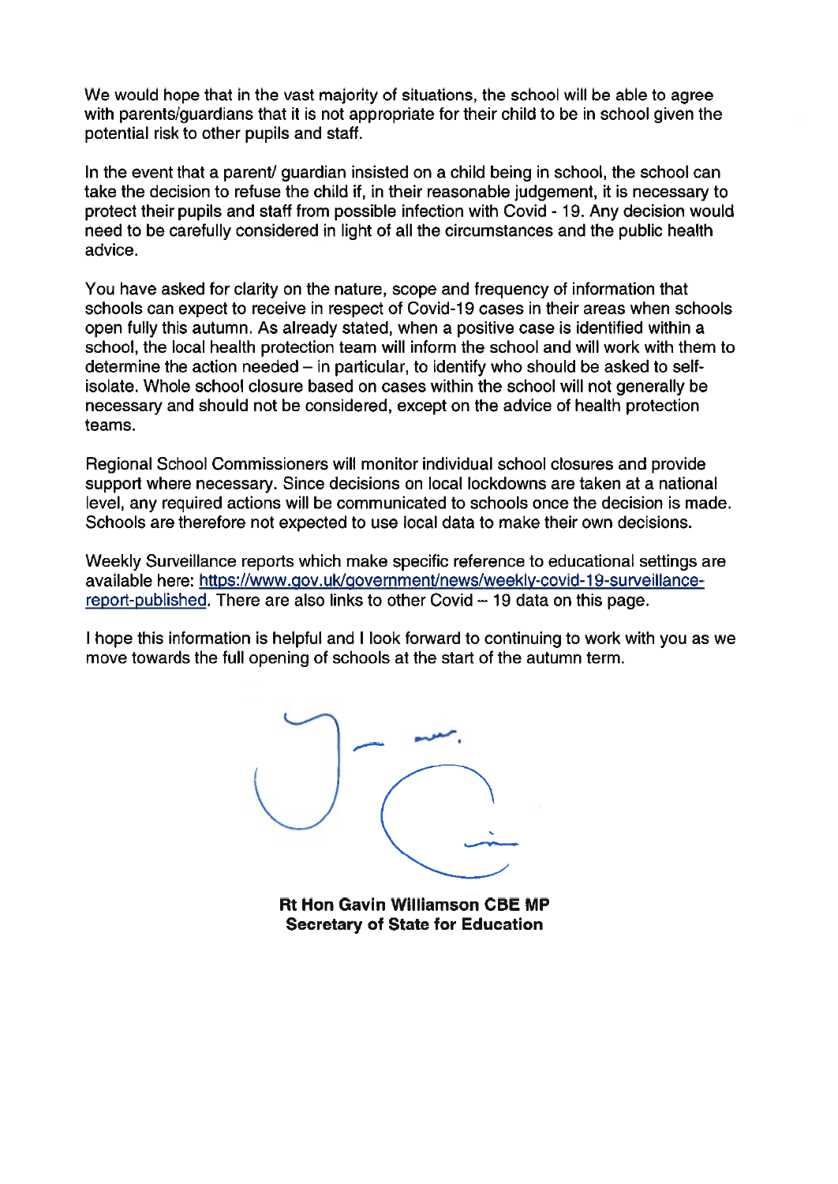We would hope that in the vast majority of situations, the school will be able to agree with parents/guardians that it is not appropriate for their child to be in school given the potential risk to other pupils and staff.

In the event that a parent/ guardian insisted on a child being in school, the school can take the decision to refuse the child if, in their reasonable judgement, it is necessary to protect their pupils and staff from possible infection with Covid - 19. Any decision would need to be carefully considered in light of all the circumstances and the public health advice.

You have asked for clarity on the nature, scope and frequency of information that schools can expect to receive in respect of Covid-19 cases in their areas when schools open fully this autumn. As already stated, when a positive case is identified within a school, the local health protection team will inform the school and will work with them to determine the action needed – in particular, to identify who should be asked to self-isolate. Whole school closure based on cases within the school will not generally be necessary and should not be considered, except on the advice of health protection teams.

Regional School Commissioners will monitor individual school closures and provide support where necessary. Since decisions on local lockdowns are taken at a national level, any required actions will be communicated to schools once the decision is made. Schools are therefore not expected to use local data to make their own decisions.

Weekly Surveillance reports which make specific reference to educational settings are available here: https://www.gov.uk/government/news/weekly-covid-19-surveillance-report-published. There are also links to other Covid – 19 data on this page.

I hope this information is helpful and I look forward to continuing to work with you as we move towards the full opening of schools at the start of the autumn term.

**Rt Hon Gavin Williamson CBE MP**
**Secretary of State for Education**